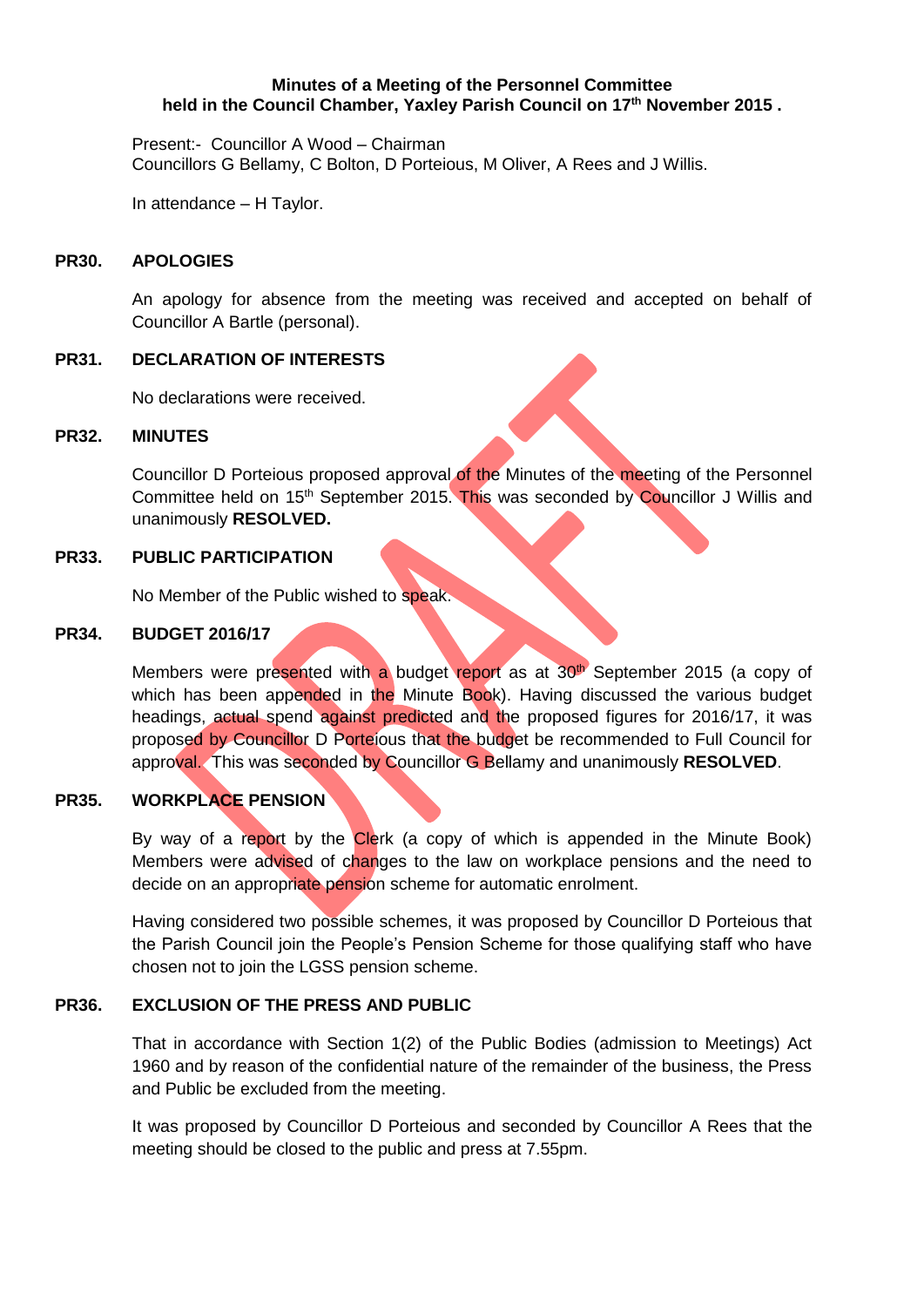# Minutes of a Meeting of the Personnel Committee held in the Council Chamber, Yaxley Parish Council on 17th November 2015 .

Present:- Councillor A Wood – Chairman
Councillors G Bellamy, C Bolton, D Porteious, M Oliver, A Rees and J Willis.

In attendance – H Taylor.

## PR30. APOLOGIES

An apology for absence from the meeting was received and accepted on behalf of Councillor A Bartle (personal).

## PR31. DECLARATION OF INTERESTS

No declarations were received.

## PR32. MINUTES

Councillor D Porteious proposed approval of the Minutes of the meeting of the Personnel Committee held on 15th September 2015. This was seconded by Councillor J Willis and unanimously **RESOLVED.**

## PR33. PUBLIC PARTICIPATION

No Member of the Public wished to speak.

## PR34. BUDGET 2016/17

Members were presented with a budget report as at 30th September 2015 (a copy of which has been appended in the Minute Book). Having discussed the various budget headings, actual spend against predicted and the proposed figures for 2016/17, it was proposed by Councillor D Porteious that the budget be recommended to Full Council for approval. This was seconded by Councillor G Bellamy and unanimously **RESOLVED**.

## PR35. WORKPLACE PENSION

By way of a report by the Clerk (a copy of which is appended in the Minute Book) Members were advised of changes to the law on workplace pensions and the need to decide on an appropriate pension scheme for automatic enrolment.

Having considered two possible schemes, it was proposed by Councillor D Porteious that the Parish Council join the People's Pension Scheme for those qualifying staff who have chosen not to join the LGSS pension scheme.

## PR36. EXCLUSION OF THE PRESS AND PUBLIC

That in accordance with Section 1(2) of the Public Bodies (admission to Meetings) Act 1960 and by reason of the confidential nature of the remainder of the business, the Press and Public be excluded from the meeting.

It was proposed by Councillor D Porteious and seconded by Councillor A Rees that the meeting should be closed to the public and press at 7.55pm.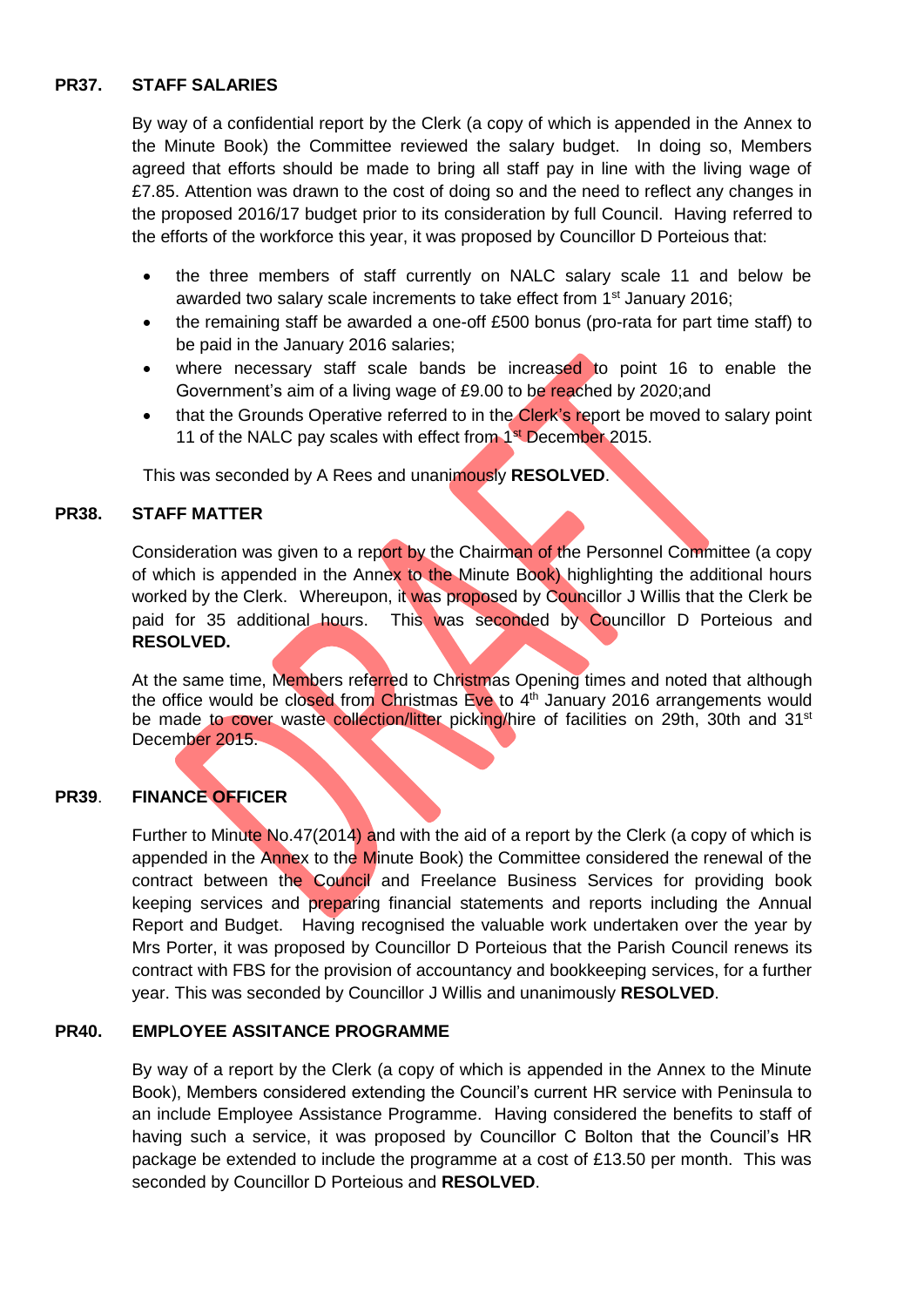**PR37. STAFF SALARIES**

By way of a confidential report by the Clerk (a copy of which is appended in the Annex to the Minute Book) the Committee reviewed the salary budget. In doing so, Members agreed that efforts should be made to bring all staff pay in line with the living wage of £7.85. Attention was drawn to the cost of doing so and the need to reflect any changes in the proposed 2016/17 budget prior to its consideration by full Council. Having referred to the efforts of the workforce this year, it was proposed by Councillor D Porteious that:

- the three members of staff currently on NALC salary scale 11 and below be awarded two salary scale increments to take effect from 1st January 2016;
- the remaining staff be awarded a one-off £500 bonus (pro-rata for part time staff) to be paid in the January 2016 salaries;
- where necessary staff scale bands be increased to point 16 to enable the Government's aim of a living wage of £9.00 to be reached by 2020;and
- that the Grounds Operative referred to in the Clerk's report be moved to salary point 11 of the NALC pay scales with effect from 1st December 2015.

This was seconded by A Rees and unanimously **RESOLVED**.

**PR38. STAFF MATTER**

Consideration was given to a report by the Chairman of the Personnel Committee (a copy of which is appended in the Annex to the Minute Book) highlighting the additional hours worked by the Clerk. Whereupon, it was proposed by Councillor J Willis that the Clerk be paid for 35 additional hours. This was seconded by Councillor D Porteious and **RESOLVED.**

At the same time, Members referred to Christmas Opening times and noted that although the office would be closed from Christmas Eve to 4th January 2016 arrangements would be made to cover waste collection/litter picking/hire of facilities on 29th, 30th and 31st December 2015.

**PR39. FINANCE OFFICER**

Further to Minute No.47(2014) and with the aid of a report by the Clerk (a copy of which is appended in the Annex to the Minute Book) the Committee considered the renewal of the contract between the Council and Freelance Business Services for providing book keeping services and preparing financial statements and reports including the Annual Report and Budget. Having recognised the valuable work undertaken over the year by Mrs Porter, it was proposed by Councillor D Porteious that the Parish Council renews its contract with FBS for the provision of accountancy and bookkeeping services, for a further year. This was seconded by Councillor J Willis and unanimously **RESOLVED**.

**PR40. EMPLOYEE ASSITANCE PROGRAMME**

By way of a report by the Clerk (a copy of which is appended in the Annex to the Minute Book), Members considered extending the Council's current HR service with Peninsula to an include Employee Assistance Programme. Having considered the benefits to staff of having such a service, it was proposed by Councillor C Bolton that the Council's HR package be extended to include the programme at a cost of £13.50 per month. This was seconded by Councillor D Porteious and **RESOLVED**.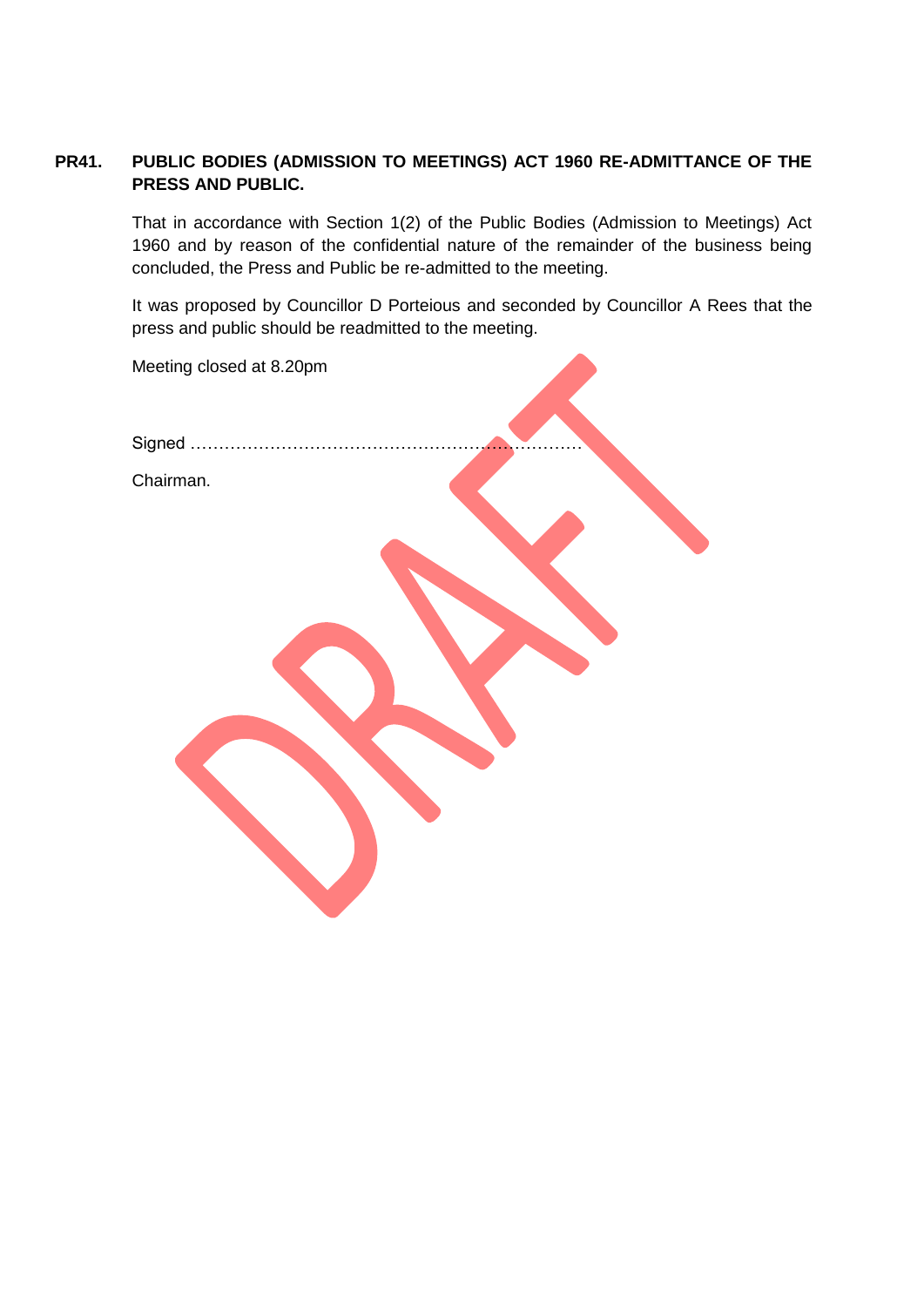**PR41. PUBLIC BODIES (ADMISSION TO MEETINGS) ACT 1960 RE-ADMITTANCE OF THE PRESS AND PUBLIC.**

That in accordance with Section 1(2) of the Public Bodies (Admission to Meetings) Act 1960 and by reason of the confidential nature of the remainder of the business being concluded, the Press and Public be re-admitted to the meeting.

It was proposed by Councillor D Porteious and seconded by Councillor A Rees that the press and public should be readmitted to the meeting.

Meeting closed at 8.20pm

Signed ………………………………………………………………

Chairman.

DRAFT